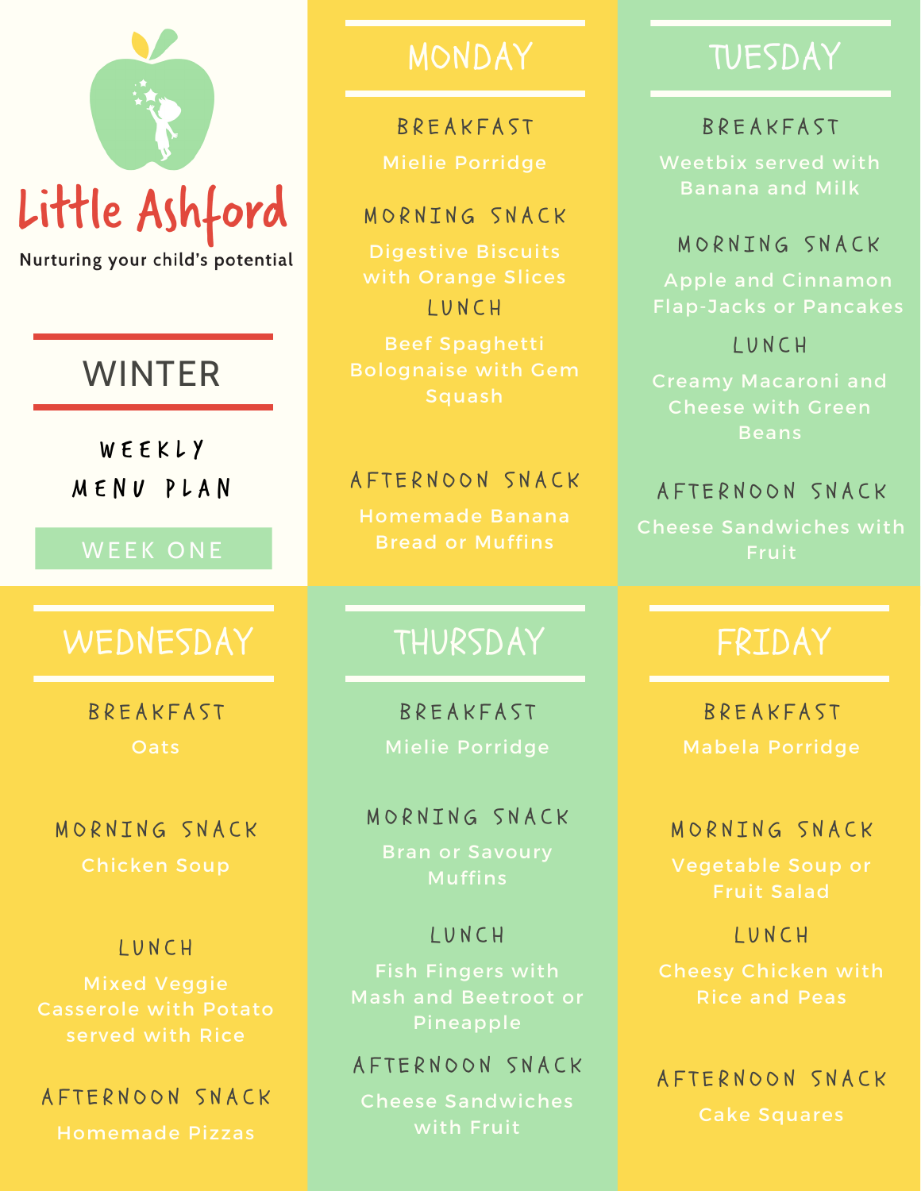# Little Ashford

Nurturing your child's potential

## WINTER

### WEEKLY MENU PLAN

WEEK ONE

## MONDAY

### BREAKFAST

Mielie Porridge

### MORNING SNACK

Digestive Biscuits with Orange Slices

### LUNCH

Beef Spaghetti Bolognaise with Gem Squash

### AFTERNOON SNACK

Homemade Banana Bread or Muffins

## TUESDAY

### BREAKFAST

Weetbix served with Banana and Milk

### MORNING SNACK

Apple and Cinnamon Flap-Jacks or Pancakes

### LUNCH

Creamy Macaroni and Cheese with Green Beans

### AFTERNOON SNACK

Cheese Sandwiches with Fruit

## WEDNESDAY

### BREAKFAST

Oats

### MORNING SNACK

Chicken Soup

### LUNCH

Mixed Veggie Casserole with Potato served with Rice

### AFTERNOON SNACK

Homemade Pizzas

## THURSDAY

### BREAKFAST

Mielie Porridge

### MORNING SNACK

Bran or Savoury Muffins

### LUNCH

Fish Fingers with Mash and Beetroot or Pineapple

### AFTERNOON SNACK

Cheese Sandwiches with Fruit

## FRIDAY

### BREAKFAST

Mabela Porridge

### MORNING SNACK

Vegetable Soup or Fruit Salad

### LUNCH

Cheesy Chicken with Rice and Peas

### AFTERNOON SNACK

Cake Squares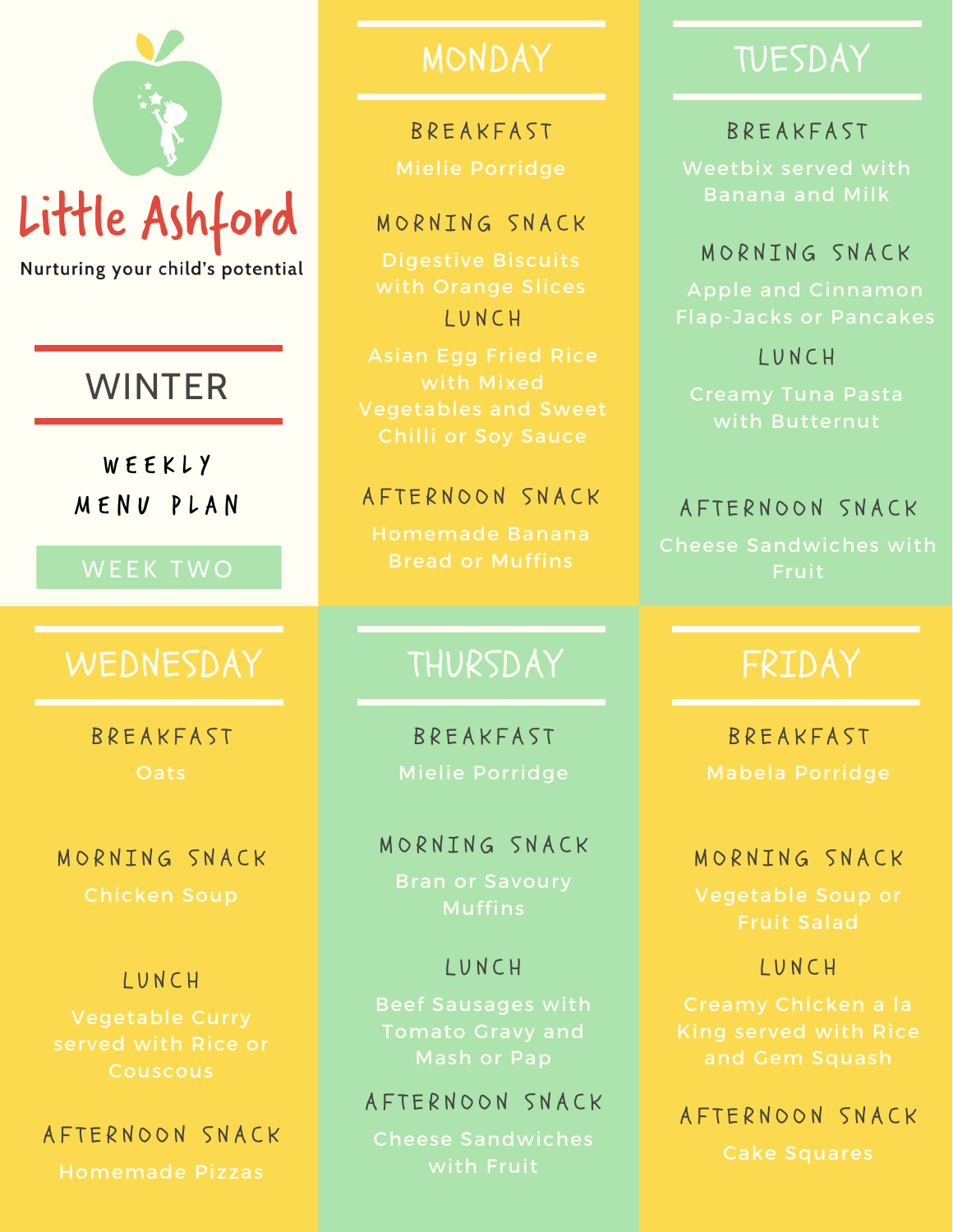# Little Ashford

Nurturing your child's potential

## WINTER

### WEEKLY MENU PLAN

WEEK TWO

## MONDAY

### BREAKFAST

Mielie Porridge

### MORNING SNACK

Digestive Biscuits with Orange Slices

### LUNCH

Asian Egg Fried Rice with Mixed Vegetables and Sweet Chilli or Soy Sauce

### AFTERNOON SNACK

Homemade Banana Bread or Muffins

## TUESDAY

### BREAKFAST

Weetbix served with Banana and Milk

### MORNING SNACK

Apple and Cinnamon Flap-Jacks or Pancakes

### LUNCH

Creamy Tuna Pasta with Butternut

### AFTERNOON SNACK

Cheese Sandwiches with Fruit

## WEDNESDAY

### BREAKFAST

Oats

### MORNING SNACK

Chicken Soup

### LUNCH

Vegetable Curry served with Rice or Couscous

### AFTERNOON SNACK

Homemade Pizzas

## THURSDAY

### BREAKFAST

Mielie Porridge

### MORNING SNACK

Bran or Savoury Muffins

### LUNCH

Beef Sausages with Tomato Gravy and Mash or Pap

### AFTERNOON SNACK

Cheese Sandwiches with Fruit

## FRIDAY

### BREAKFAST

Mabela Porridge

### MORNING SNACK

Vegetable Soup or Fruit Salad

### LUNCH

Creamy Chicken a la King served with Rice and Gem Squash

### AFTERNOON SNACK

Cake Squares